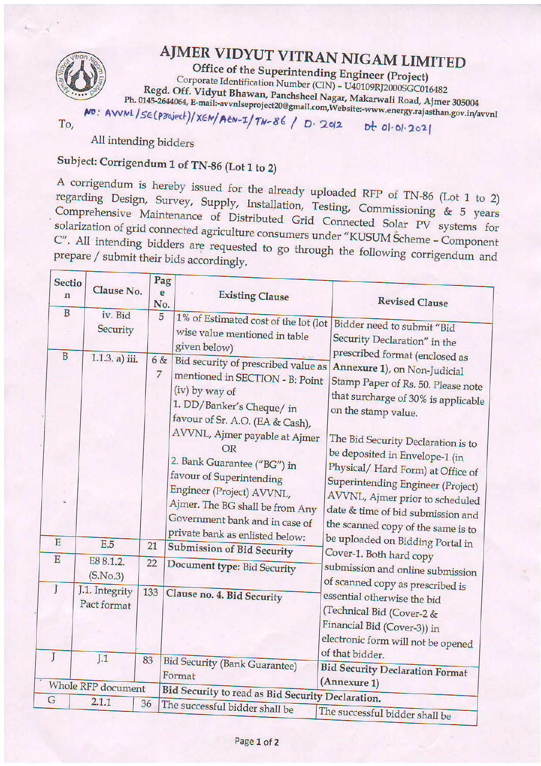# AJMER VIDYUT VITRAN NIGAM LIMITED

**Office of the Superintending Engineer (Project)**

Corporate Identification Number (CIN) - U40109RJ2000SGC016482

**Regd. Off. Vidyut Bhawan, Panchsheel Nagar, Makarwali Road, Ajmer 305004**

Ph. 0145-2644064, E-mail:-avvnlseproject20@gmail.com,Website:-www.energy.rajasthan.gov.in/avvnl

NO: AVVNL/SE(Project)/XEN/AEN-I/TN-86 / D. 2012 dt 01.01.2021

To,

All intending bidders

## Subject: Corrigendum 1 of TN-86 (Lot 1 to 2)

A corrigendum is hereby issued for the already uploaded RFP of TN-86 (Lot 1 to 2) regarding Design, Survey, Supply, Installation, Testing, Commissioning & 5 years Comprehensive Maintenance of Distributed Grid Connected Solar PV systems for solarization of grid connected agriculture consumers under "KUSUM Scheme - Component C". All intending bidders are requested to go through the following corrigendum and prepare / submit their bids accordingly.

| Section | Clause No. | Page No. | Existing Clause | Revised Clause |
|---|---|---|---|---|
| B | iv. Bid Security | 5 | 1% of Estimated cost of the lot (lot wise value mentioned in table given below) | Bidder need to submit "Bid Security Declaration" in the prescribed format (enclosed as **Annexure 1**), on Non-Judicial Stamp Paper of Rs. 50. Please note that surcharge of 30% is applicable on the stamp value.<br><br>The Bid Security Declaration is to be deposited in Envelope-1 (in Physical/ Hard Form) at Office of Superintending Engineer (Project) AVVNL, Ajmer prior to scheduled date & time of bid submission and the scanned copy of the same is to be uploaded on Bidding Portal in Cover-1. Both hard copy submission and online submission of scanned copy as prescribed is essential otherwise the bid (Technical Bid (Cover-2 & Financial Bid (Cover-3)) in electronic form will not be opened of that bidder. |
| B | 1.1.3. a) iii. | 6 & 7 | Bid security of prescribed value as mentioned in SECTION - B: Point (iv) by way of<br>1. DD/Banker's Cheque/ in favour of Sr. A.O. (EA & Cash), AVVNL, Ajmer payable at Ajmer<br>OR<br>2. Bank Guarantee ("BG") in favour of Superintending Engineer (Project) AVVNL, Ajmer. The BG shall be from Any Government bank and in case of private bank as enlisted below: | |
| E | E.5 | 21 | **Submission of Bid Security** | |
| E | E8 8.1.2. (S.No.3) | 22 | **Document type:** Bid Security | |
| J | J.1. Integrity Pact format | 133 | **Clause no. 4. Bid Security** | |
| J | J.1 | 83 | Bid Security (Bank Guarantee) Format | **Bid Security Declaration Format (Annexure 1)** |
| Whole RFP document | | | **Bid Security to read as Bid Security Declaration.** | |
| G | 2.1.1 | 36 | The successful bidder shall be | The successful bidder shall be |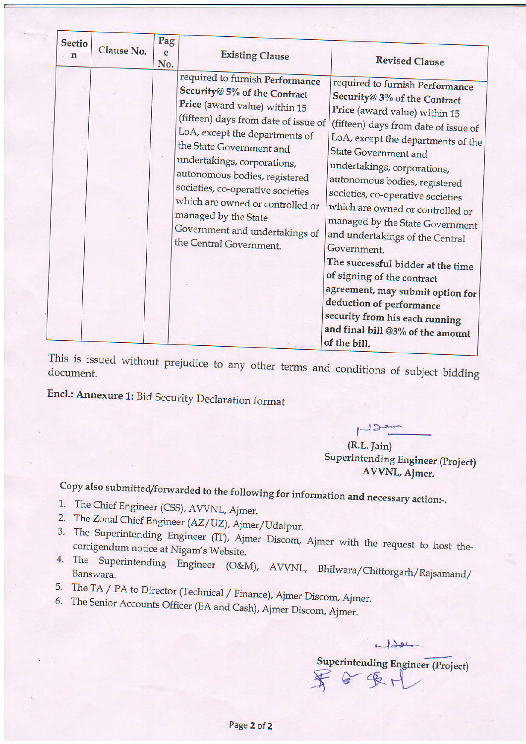| Section | Clause No. | Page No. | Existing Clause | Revised Clause |
|---|---|---|---|---|
| | | | required to furnish **Performance Security@ 5% of the Contract Price** (award value) within 15 (fifteen) days from date of issue of LoA, except the departments of the State Government and undertakings, corporations, autonomous bodies, registered societies, co-operative societies which are owned or controlled or managed by the State Government and undertakings of the Central Government. | required to furnish **Performance Security@ 3% of the Contract Price** (award value) within 15 (fifteen) days from date of issue of LoA, except the departments of the State Government and undertakings, corporations, autonomous bodies, registered societies, co-operative societies which are owned or controlled or managed by the State Government and undertakings of the Central Government. **The successful bidder at the time of signing of the contract agreement, may submit option for deduction of performance security from his each running and final bill @3% of the amount of the bill.** |

This is issued without prejudice to any other terms and conditions of subject bidding document.

**Encl.: Annexure 1:** Bid Security Declaration format

(R.L. Jain)
Superintending Engineer (Project)
AVVNL, Ajmer.

**Copy also submitted/forwarded to the following for information and necessary action:-.**

1. The Chief Engineer (CSS), AVVNL, Ajmer.
2. The Zonal Chief Engineer (AZ/UZ), Ajmer/Udaipur.
3. The Superintending Engineer (IT), Ajmer Discom, Ajmer with the request to host the corrigendum notice at Nigam's Website.
4. The Superintending Engineer (O&M), AVVNL, Bhilwara/Chittorgarh/Rajsamand/Banswara.
5. The TA / PA to Director (Technical / Finance), Ajmer Discom, Ajmer.
6. The Senior Accounts Officer (EA and Cash), Ajmer Discom, Ajmer.

**Superintending Engineer (Project)**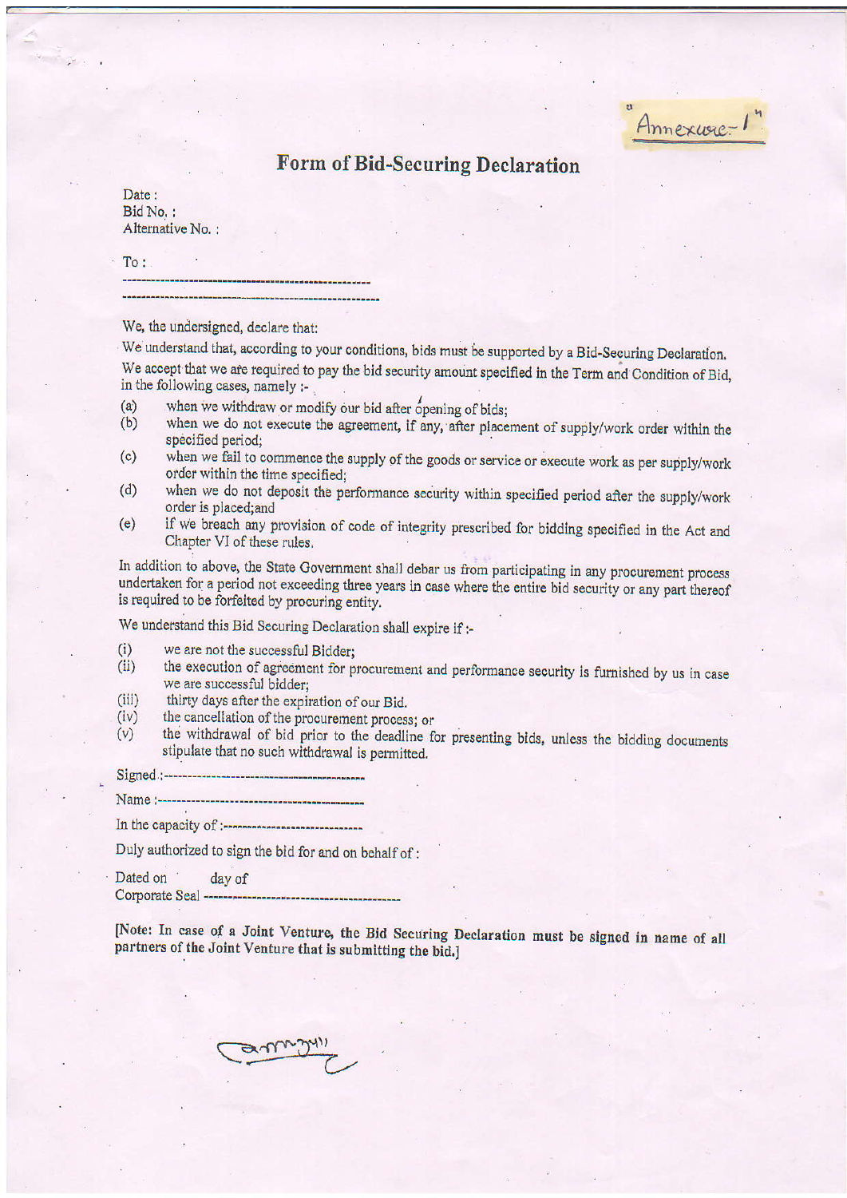"Annexure-1"

# Form of Bid-Securing Declaration

Date :
Bid No. :
Alternative No. :

To :

-----------------------------------------------------

-------------------------------------------------------

We, the undersigned, declare that:

We understand that, according to your conditions, bids must be supported by a Bid-Securing Declaration.

We accept that we are required to pay the bid security amount specified in the Term and Condition of Bid, in the following cases, namely :-

(a) when we withdraw or modify our bid after opening of bids;
(b) when we do not execute the agreement, if any, after placement of supply/work order within the specified period;
(c) when we fail to commence the supply of the goods or service or execute work as per supply/work order within the time specified;
(d) when we do not deposit the performance security within specified period after the supply/work order is placed;and
(e) if we breach any provision of code of integrity prescribed for bidding specified in the Act and Chapter VI of these rules.

In addition to above, the State Government shall debar us from participating in any procurement process undertaken for a period not exceeding three years in case where the entire bid security or any part thereof is required to be forfeited by procuring entity.

We understand this Bid Securing Declaration shall expire if :-

(i) we are not the successful Bidder;
(ii) the execution of agreement for procurement and performance security is furnished by us in case we are successful bidder;
(iii) thirty days after the expiration of our Bid.
(iv) the cancellation of the procurement process; or
(v) the withdrawal of bid prior to the deadline for presenting bids, unless the bidding documents stipulate that no such withdrawal is permitted.

Signed :------------------------------------------

Name :------------------------------------------

In the capacity of :----------------------------

Duly authorized to sign the bid for and on behalf of :

Dated on day of
Corporate Seal ----------------------------------------

**[Note: In case of a Joint Venture, the Bid Securing Declaration must be signed in name of all partners of the Joint Venture that is submitting the bid.]**